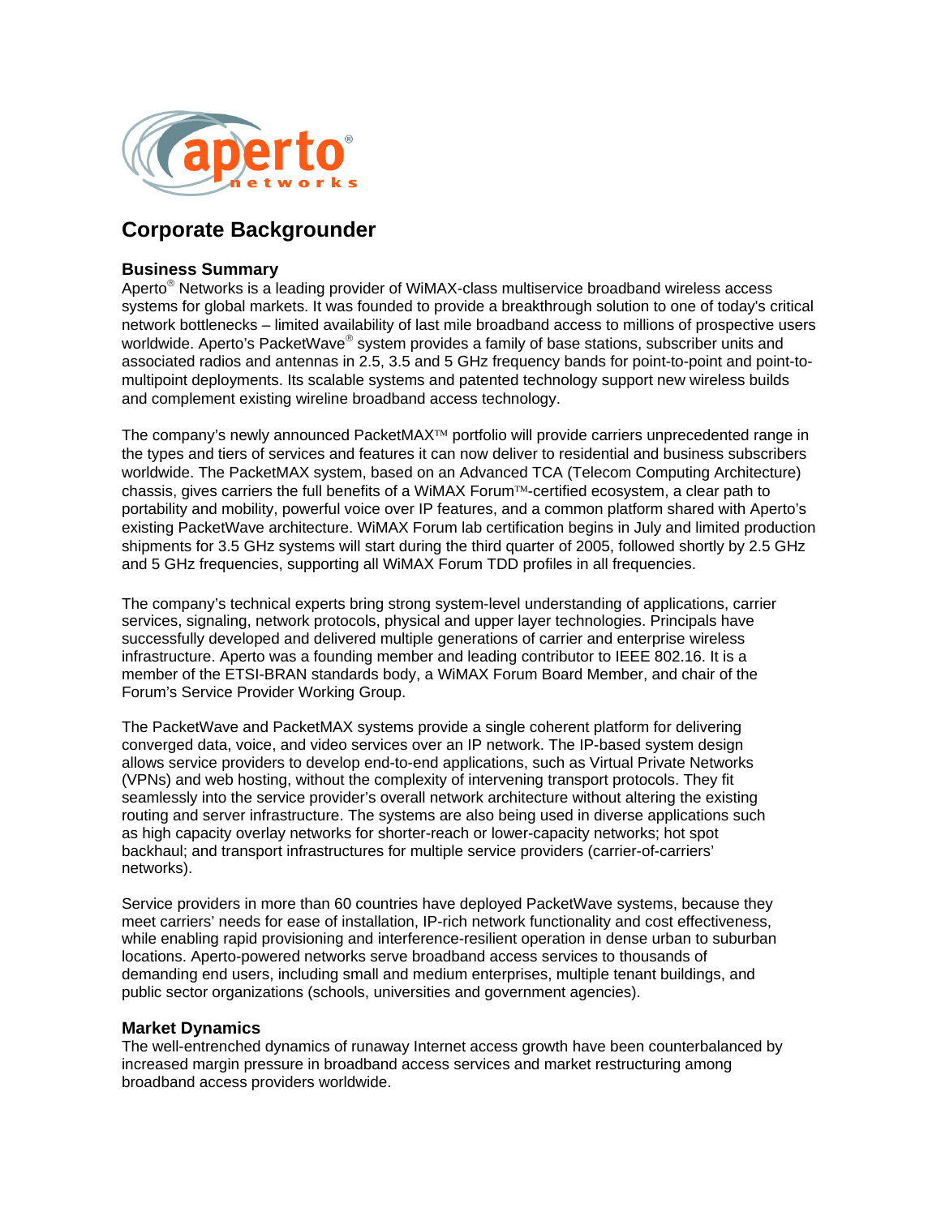# Corporate Backgrounder

## Business Summary

Aperto® Networks is a leading provider of WiMAX-class multiservice broadband wireless access systems for global markets. It was founded to provide a breakthrough solution to one of today's critical network bottlenecks – limited availability of last mile broadband access to millions of prospective users worldwide. Aperto's PacketWave® system provides a family of base stations, subscriber units and associated radios and antennas in 2.5, 3.5 and 5 GHz frequency bands for point-to-point and point-to-multipoint deployments. Its scalable systems and patented technology support new wireless builds and complement existing wireline broadband access technology.

The company's newly announced PacketMAX™ portfolio will provide carriers unprecedented range in the types and tiers of services and features it can now deliver to residential and business subscribers worldwide. The PacketMAX system, based on an Advanced TCA (Telecom Computing Architecture) chassis, gives carriers the full benefits of a WiMAX Forum™-certified ecosystem, a clear path to portability and mobility, powerful voice over IP features, and a common platform shared with Aperto's existing PacketWave architecture. WiMAX Forum lab certification begins in July and limited production shipments for 3.5 GHz systems will start during the third quarter of 2005, followed shortly by 2.5 GHz and 5 GHz frequencies, supporting all WiMAX Forum TDD profiles in all frequencies.

The company's technical experts bring strong system-level understanding of applications, carrier services, signaling, network protocols, physical and upper layer technologies. Principals have successfully developed and delivered multiple generations of carrier and enterprise wireless infrastructure. Aperto was a founding member and leading contributor to IEEE 802.16. It is a member of the ETSI-BRAN standards body, a WiMAX Forum Board Member, and chair of the Forum's Service Provider Working Group.

The PacketWave and PacketMAX systems provide a single coherent platform for delivering converged data, voice, and video services over an IP network. The IP-based system design allows service providers to develop end-to-end applications, such as Virtual Private Networks (VPNs) and web hosting, without the complexity of intervening transport protocols. They fit seamlessly into the service provider's overall network architecture without altering the existing routing and server infrastructure. The systems are also being used in diverse applications such as high capacity overlay networks for shorter-reach or lower-capacity networks; hot spot backhaul; and transport infrastructures for multiple service providers (carrier-of-carriers' networks).

Service providers in more than 60 countries have deployed PacketWave systems, because they meet carriers' needs for ease of installation, IP-rich network functionality and cost effectiveness, while enabling rapid provisioning and interference-resilient operation in dense urban to suburban locations. Aperto-powered networks serve broadband access services to thousands of demanding end users, including small and medium enterprises, multiple tenant buildings, and public sector organizations (schools, universities and government agencies).

## Market Dynamics

The well-entrenched dynamics of runaway Internet access growth have been counterbalanced by increased margin pressure in broadband access services and market restructuring among broadband access providers worldwide.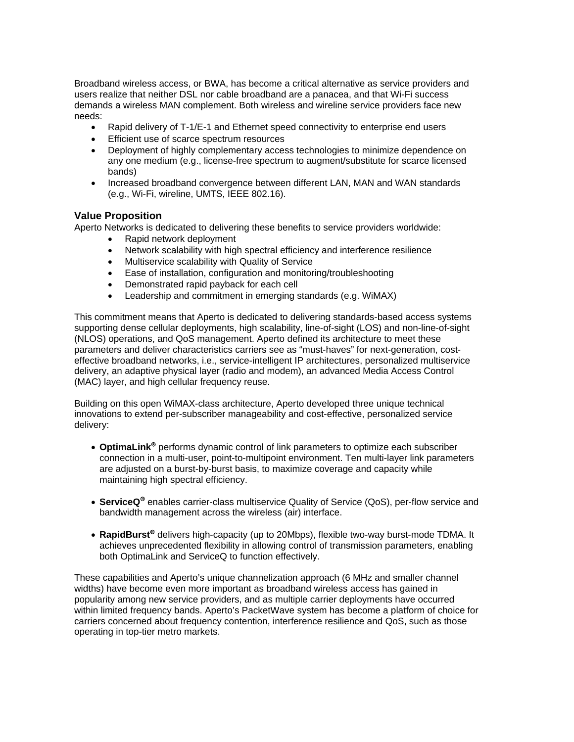Broadband wireless access, or BWA, has become a critical alternative as service providers and users realize that neither DSL nor cable broadband are a panacea, and that Wi-Fi success demands a wireless MAN complement. Both wireless and wireline service providers face new needs:

- Rapid delivery of T-1/E-1 and Ethernet speed connectivity to enterprise end users
- Efficient use of scarce spectrum resources
- Deployment of highly complementary access technologies to minimize dependence on any one medium (e.g., license-free spectrum to augment/substitute for scarce licensed bands)
- Increased broadband convergence between different LAN, MAN and WAN standards (e.g., Wi-Fi, wireline, UMTS, IEEE 802.16).

### Value Proposition

Aperto Networks is dedicated to delivering these benefits to service providers worldwide:

- Rapid network deployment
- Network scalability with high spectral efficiency and interference resilience
- Multiservice scalability with Quality of Service
- Ease of installation, configuration and monitoring/troubleshooting
- Demonstrated rapid payback for each cell
- Leadership and commitment in emerging standards (e.g. WiMAX)

This commitment means that Aperto is dedicated to delivering standards-based access systems supporting dense cellular deployments, high scalability, line-of-sight (LOS) and non-line-of-sight (NLOS) operations, and QoS management. Aperto defined its architecture to meet these parameters and deliver characteristics carriers see as "must-haves" for next-generation, cost-effective broadband networks, i.e., service-intelligent IP architectures, personalized multiservice delivery, an adaptive physical layer (radio and modem), an advanced Media Access Control (MAC) layer, and high cellular frequency reuse.

Building on this open WiMAX-class architecture, Aperto developed three unique technical innovations to extend per-subscriber manageability and cost-effective, personalized service delivery:

- **OptimaLink®** performs dynamic control of link parameters to optimize each subscriber connection in a multi-user, point-to-multipoint environment. Ten multi-layer link parameters are adjusted on a burst-by-burst basis, to maximize coverage and capacity while maintaining high spectral efficiency.

- **ServiceQ®** enables carrier-class multiservice Quality of Service (QoS), per-flow service and bandwidth management across the wireless (air) interface.

- **RapidBurst®** delivers high-capacity (up to 20Mbps), flexible two-way burst-mode TDMA. It achieves unprecedented flexibility in allowing control of transmission parameters, enabling both OptimaLink and ServiceQ to function effectively.

These capabilities and Aperto's unique channelization approach (6 MHz and smaller channel widths) have become even more important as broadband wireless access has gained in popularity among new service providers, and as multiple carrier deployments have occurred within limited frequency bands. Aperto's PacketWave system has become a platform of choice for carriers concerned about frequency contention, interference resilience and QoS, such as those operating in top-tier metro markets.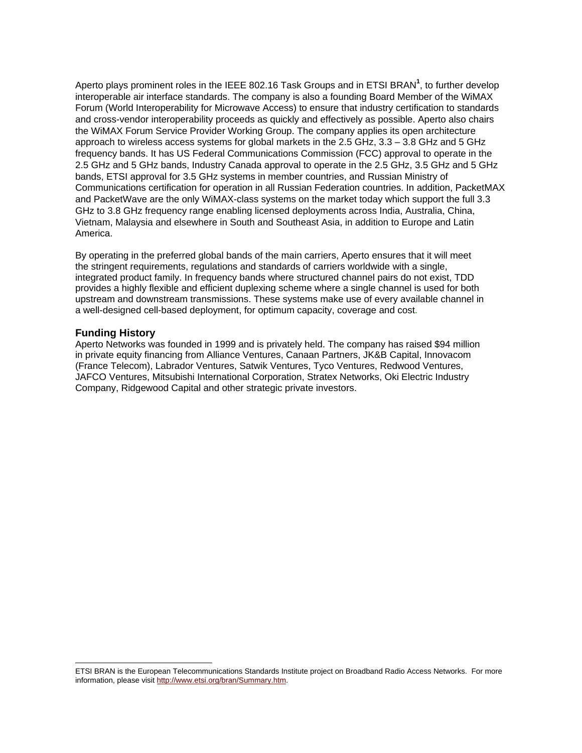Aperto plays prominent roles in the IEEE 802.16 Task Groups and in ETSI BRAN[1], to further develop interoperable air interface standards. The company is also a founding Board Member of the WiMAX Forum (World Interoperability for Microwave Access) to ensure that industry certification to standards and cross-vendor interoperability proceeds as quickly and effectively as possible. Aperto also chairs the WiMAX Forum Service Provider Working Group. The company applies its open architecture approach to wireless access systems for global markets in the 2.5 GHz, 3.3 – 3.8 GHz and 5 GHz frequency bands. It has US Federal Communications Commission (FCC) approval to operate in the 2.5 GHz and 5 GHz bands, Industry Canada approval to operate in the 2.5 GHz, 3.5 GHz and 5 GHz bands, ETSI approval for 3.5 GHz systems in member countries, and Russian Ministry of Communications certification for operation in all Russian Federation countries. In addition, PacketMAX and PacketWave are the only WiMAX-class systems on the market today which support the full 3.3 GHz to 3.8 GHz frequency range enabling licensed deployments across India, Australia, China, Vietnam, Malaysia and elsewhere in South and Southeast Asia, in addition to Europe and Latin America.

By operating in the preferred global bands of the main carriers, Aperto ensures that it will meet the stringent requirements, regulations and standards of carriers worldwide with a single, integrated product family. In frequency bands where structured channel pairs do not exist, TDD provides a highly flexible and efficient duplexing scheme where a single channel is used for both upstream and downstream transmissions. These systems make use of every available channel in a well-designed cell-based deployment, for optimum capacity, coverage and cost.

## Funding History

Aperto Networks was founded in 1999 and is privately held. The company has raised $94 million in private equity financing from Alliance Ventures, Canaan Partners, JK&B Capital, Innovacom (France Telecom), Labrador Ventures, Satwik Ventures, Tyco Ventures, Redwood Ventures, JAFCO Ventures, Mitsubishi International Corporation, Stratex Networks, Oki Electric Industry Company, Ridgewood Capital and other strategic private investors.

---

ETSI BRAN is the European Telecommunications Standards Institute project on Broadband Radio Access Networks. For more information, please visit http://www.etsi.org/bran/Summary.htm.